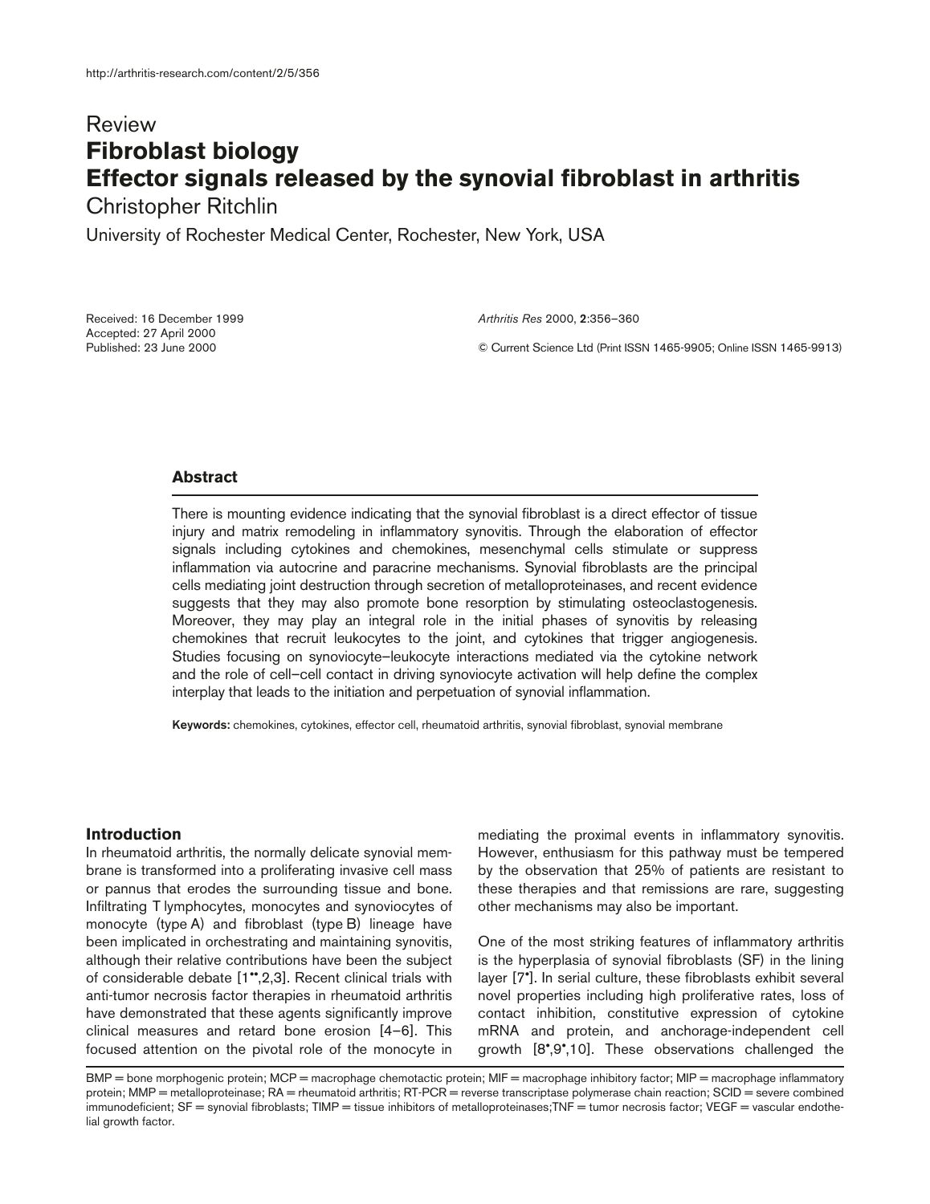http://arthritis-research.com/content/2/5/356

Review

# Fibroblast biology
# Effector signals released by the synovial fibroblast in arthritis

Christopher Ritchlin

University of Rochester Medical Center, Rochester, New York, USA

Received: 16 December 1999
Accepted: 27 April 2000
Published: 23 June 2000

*Arthritis Res* 2000, **2**:356–360

© Current Science Ltd (Print ISSN 1465-9905; Online ISSN 1465-9913)

## Abstract

There is mounting evidence indicating that the synovial fibroblast is a direct effector of tissue injury and matrix remodeling in inflammatory synovitis. Through the elaboration of effector signals including cytokines and chemokines, mesenchymal cells stimulate or suppress inflammation via autocrine and paracrine mechanisms. Synovial fibroblasts are the principal cells mediating joint destruction through secretion of metalloproteinases, and recent evidence suggests that they may also promote bone resorption by stimulating osteoclastogenesis. Moreover, they may play an integral role in the initial phases of synovitis by releasing chemokines that recruit leukocytes to the joint, and cytokines that trigger angiogenesis. Studies focusing on synoviocyte–leukocyte interactions mediated via the cytokine network and the role of cell–cell contact in driving synoviocyte activation will help define the complex interplay that leads to the initiation and perpetuation of synovial inflammation.

**Keywords:** chemokines, cytokines, effector cell, rheumatoid arthritis, synovial fibroblast, synovial membrane

## Introduction

In rheumatoid arthritis, the normally delicate synovial membrane is transformed into a proliferating invasive cell mass or pannus that erodes the surrounding tissue and bone. Infiltrating T lymphocytes, monocytes and synoviocytes of monocyte (type A) and fibroblast (type B) lineage have been implicated in orchestrating and maintaining synovitis, although their relative contributions have been the subject of considerable debate [1••,2,3]. Recent clinical trials with anti-tumor necrosis factor therapies in rheumatoid arthritis have demonstrated that these agents significantly improve clinical measures and retard bone erosion [4–6]. This focused attention on the pivotal role of the monocyte in mediating the proximal events in inflammatory synovitis. However, enthusiasm for this pathway must be tempered by the observation that 25% of patients are resistant to these therapies and that remissions are rare, suggesting other mechanisms may also be important.

One of the most striking features of inflammatory arthritis is the hyperplasia of synovial fibroblasts (SF) in the lining layer [7•]. In serial culture, these fibroblasts exhibit several novel properties including high proliferative rates, loss of contact inhibition, constitutive expression of cytokine mRNA and protein, and anchorage-independent cell growth [8•,9•,10]. These observations challenged the

BMP = bone morphogenic protein; MCP = macrophage chemotactic protein; MIF = macrophage inhibitory factor; MIP = macrophage inflammatory protein; MMP = metalloproteinase; RA = rheumatoid arthritis; RT-PCR = reverse transcriptase polymerase chain reaction; SCID = severe combined immunodeficient; SF = synovial fibroblasts; TIMP = tissue inhibitors of metalloproteinases;TNF = tumor necrosis factor; VEGF = vascular endothelial growth factor.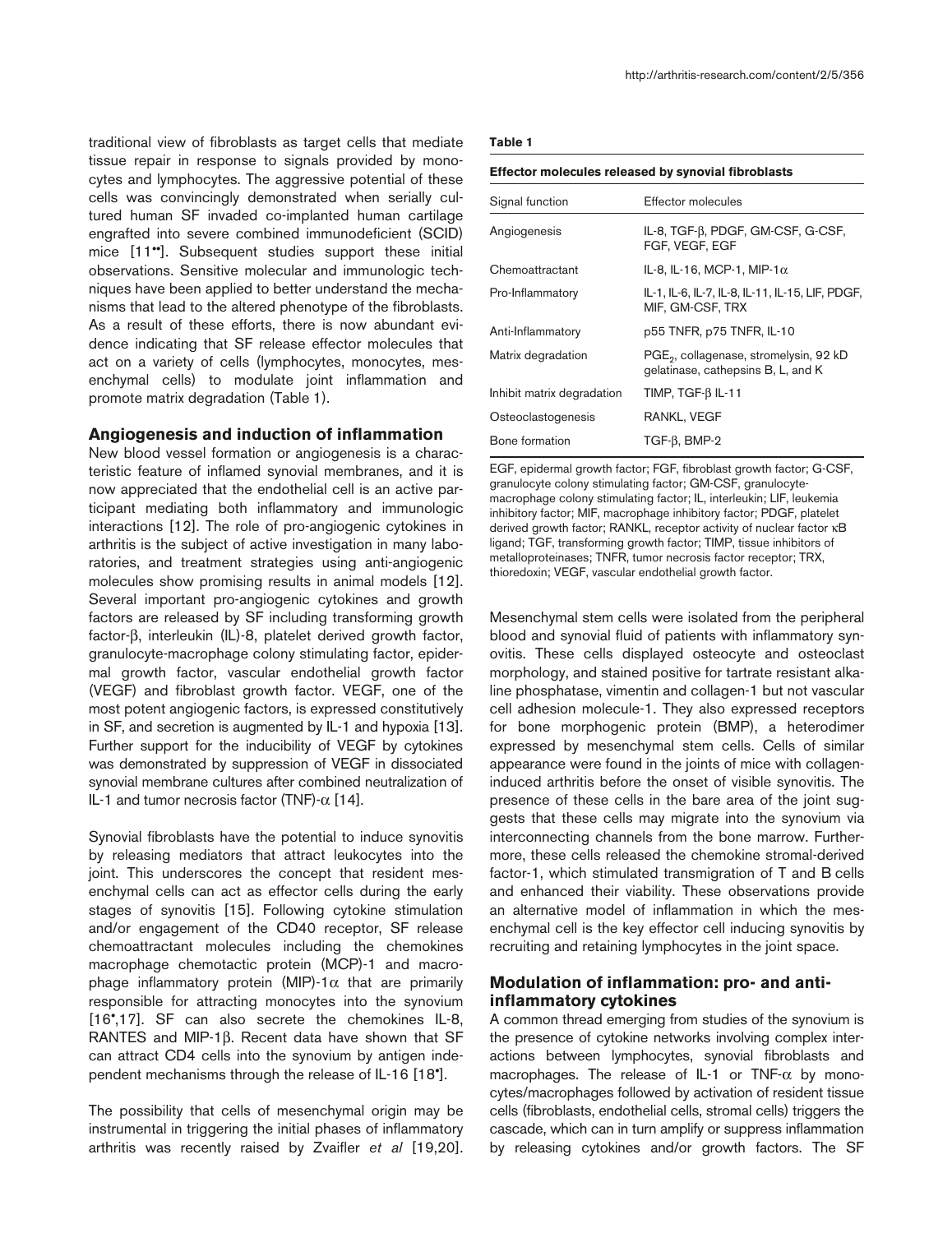traditional view of fibroblasts as target cells that mediate tissue repair in response to signals provided by monocytes and lymphocytes. The aggressive potential of these cells was convincingly demonstrated when serially cultured human SF invaded co-implanted human cartilage engrafted into severe combined immunodeficient (SCID) mice [11••]. Subsequent studies support these initial observations. Sensitive molecular and immunologic techniques have been applied to better understand the mechanisms that lead to the altered phenotype of the fibroblasts. As a result of these efforts, there is now abundant evidence indicating that SF release effector molecules that act on a variety of cells (lymphocytes, monocytes, mesenchymal cells) to modulate joint inflammation and promote matrix degradation (Table 1).

## Angiogenesis and induction of inflammation

New blood vessel formation or angiogenesis is a characteristic feature of inflamed synovial membranes, and it is now appreciated that the endothelial cell is an active participant mediating both inflammatory and immunologic interactions [12]. The role of pro-angiogenic cytokines in arthritis is the subject of active investigation in many laboratories, and treatment strategies using anti-angiogenic molecules show promising results in animal models [12]. Several important pro-angiogenic cytokines and growth factors are released by SF including transforming growth factor-β, interleukin (IL)-8, platelet derived growth factor, granulocyte-macrophage colony stimulating factor, epidermal growth factor, vascular endothelial growth factor (VEGF) and fibroblast growth factor. VEGF, one of the most potent angiogenic factors, is expressed constitutively in SF, and secretion is augmented by IL-1 and hypoxia [13]. Further support for the inducibility of VEGF by cytokines was demonstrated by suppression of VEGF in dissociated synovial membrane cultures after combined neutralization of IL-1 and tumor necrosis factor (TNF)-α [14].

Synovial fibroblasts have the potential to induce synovitis by releasing mediators that attract leukocytes into the joint. This underscores the concept that resident mesenchymal cells can act as effector cells during the early stages of synovitis [15]. Following cytokine stimulation and/or engagement of the CD40 receptor, SF release chemoattractant molecules including the chemokines macrophage chemotactic protein (MCP)-1 and macrophage inflammatory protein (MIP)-1α that are primarily responsible for attracting monocytes into the synovium [16•,17]. SF can also secrete the chemokines IL-8, RANTES and MIP-1β. Recent data have shown that SF can attract CD4 cells into the synovium by antigen independent mechanisms through the release of IL-16 [18•].

The possibility that cells of mesenchymal origin may be instrumental in triggering the initial phases of inflammatory arthritis was recently raised by Zvaifler *et al* [19,20]. Mesenchymal stem cells were isolated from the peripheral blood and synovial fluid of patients with inflammatory synovitis. These cells displayed osteocyte and osteoclast morphology, and stained positive for tartrate resistant alkaline phosphatase, vimentin and collagen-1 but not vascular cell adhesion molecule-1. They also expressed receptors for bone morphogenic protein (BMP), a heterodimer expressed by mesenchymal stem cells. Cells of similar appearance were found in the joints of mice with collagen-induced arthritis before the onset of visible synovitis. The presence of these cells in the bare area of the joint suggests that these cells may migrate into the synovium via interconnecting channels from the bone marrow. Furthermore, these cells released the chemokine stromal-derived factor-1, which stimulated transmigration of T and B cells and enhanced their viability. These observations provide an alternative model of inflammation in which the mesenchymal cell is the key effector cell inducing synovitis by recruiting and retaining lymphocytes in the joint space.

**Table 1**

**Effector molecules released by synovial fibroblasts**

| Signal function | Effector molecules |
|---|---|
| Angiogenesis | IL-8, TGF-β, PDGF, GM-CSF, G-CSF, FGF, VEGF, EGF |
| Chemoattractant | IL-8, IL-16, MCP-1, MIP-1α |
| Pro-Inflammatory | IL-1, IL-6, IL-7, IL-8, IL-11, IL-15, LIF, PDGF, MIF, GM-CSF, TRX |
| Anti-Inflammatory | p55 TNFR, p75 TNFR, IL-10 |
| Matrix degradation | $PGE_2$, collagenase, stromelysin, 92 kD gelatinase, cathepsins B, L, and K |
| Inhibit matrix degradation | TIMP, TGF-β IL-11 |
| Osteoclastogenesis | RANKL, VEGF |
| Bone formation | TGF-β, BMP-2 |

EGF, epidermal growth factor; FGF, fibroblast growth factor; G-CSF, granulocyte colony stimulating factor; GM-CSF, granulocyte-macrophage colony stimulating factor; IL, interleukin; LIF, leukemia inhibitory factor; MIF, macrophage inhibitory factor; PDGF, platelet derived growth factor; RANKL, receptor activity of nuclear factor κB ligand; TGF, transforming growth factor; TIMP, tissue inhibitors of metalloproteinases; TNFR, tumor necrosis factor receptor; TRX, thioredoxin; VEGF, vascular endothelial growth factor.

## Modulation of inflammation: pro- and anti-inflammatory cytokines

A common thread emerging from studies of the synovium is the presence of cytokine networks involving complex interactions between lymphocytes, synovial fibroblasts and macrophages. The release of IL-1 or TNF-α by monocytes/macrophages followed by activation of resident tissue cells (fibroblasts, endothelial cells, stromal cells) triggers the cascade, which can in turn amplify or suppress inflammation by releasing cytokines and/or growth factors. The SF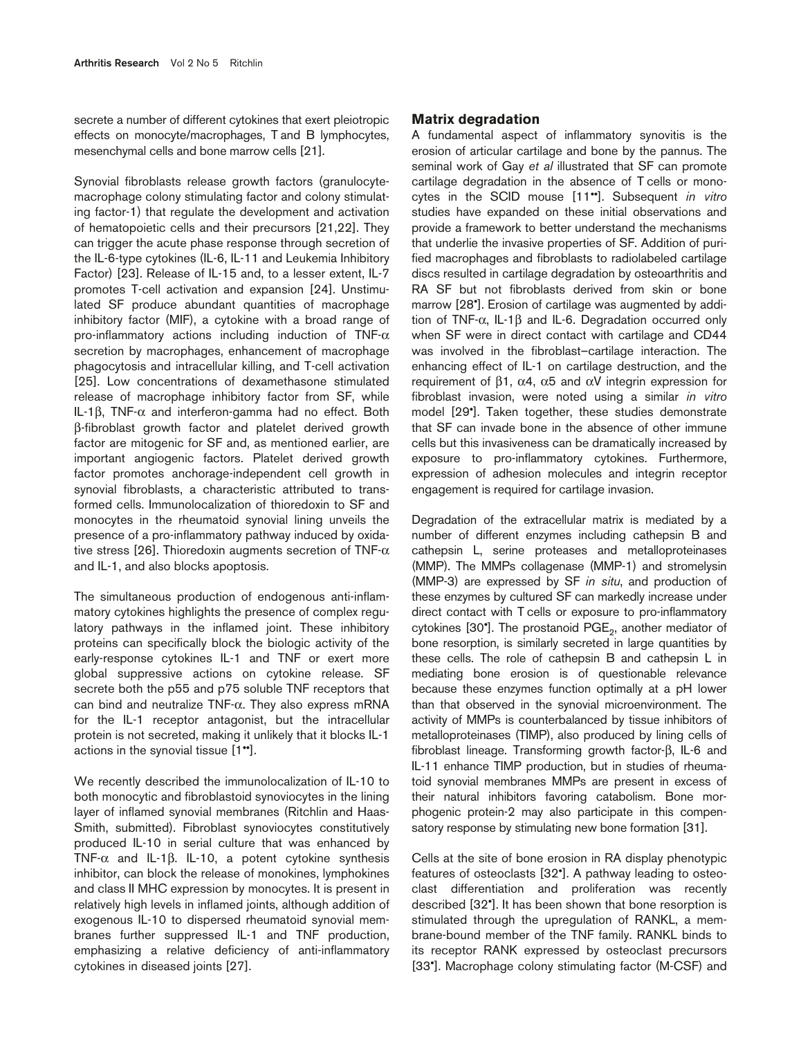secrete a number of different cytokines that exert pleiotropic effects on monocyte/macrophages, T and B lymphocytes, mesenchymal cells and bone marrow cells [21].

Synovial fibroblasts release growth factors (granulocyte-macrophage colony stimulating factor and colony stimulating factor-1) that regulate the development and activation of hematopoietic cells and their precursors [21,22]. They can trigger the acute phase response through secretion of the IL-6-type cytokines (IL-6, IL-11 and Leukemia Inhibitory Factor) [23]. Release of IL-15 and, to a lesser extent, IL-7 promotes T-cell activation and expansion [24]. Unstimulated SF produce abundant quantities of macrophage inhibitory factor (MIF), a cytokine with a broad range of pro-inflammatory actions including induction of TNF-α secretion by macrophages, enhancement of macrophage phagocytosis and intracellular killing, and T-cell activation [25]. Low concentrations of dexamethasone stimulated release of macrophage inhibitory factor from SF, while IL-1β, TNF-α and interferon-gamma had no effect. Both β-fibroblast growth factor and platelet derived growth factor are mitogenic for SF and, as mentioned earlier, are important angiogenic factors. Platelet derived growth factor promotes anchorage-independent cell growth in synovial fibroblasts, a characteristic attributed to transformed cells. Immunolocalization of thioredoxin to SF and monocytes in the rheumatoid synovial lining unveils the presence of a pro-inflammatory pathway induced by oxidative stress [26]. Thioredoxin augments secretion of TNF-α and IL-1, and also blocks apoptosis.

The simultaneous production of endogenous anti-inflammatory cytokines highlights the presence of complex regulatory pathways in the inflamed joint. These inhibitory proteins can specifically block the biologic activity of the early-response cytokines IL-1 and TNF or exert more global suppressive actions on cytokine release. SF secrete both the p55 and p75 soluble TNF receptors that can bind and neutralize TNF-α. They also express mRNA for the IL-1 receptor antagonist, but the intracellular protein is not secreted, making it unlikely that it blocks IL-1 actions in the synovial tissue [1••].

We recently described the immunolocalization of IL-10 to both monocytic and fibroblastoid synoviocytes in the lining layer of inflamed synovial membranes (Ritchlin and Haas-Smith, submitted). Fibroblast synoviocytes constitutively produced IL-10 in serial culture that was enhanced by TNF-α and IL-1β. IL-10, a potent cytokine synthesis inhibitor, can block the release of monokines, lymphokines and class II MHC expression by monocytes. It is present in relatively high levels in inflamed joints, although addition of exogenous IL-10 to dispersed rheumatoid synovial membranes further suppressed IL-1 and TNF production, emphasizing a relative deficiency of anti-inflammatory cytokines in diseased joints [27].

## Matrix degradation

A fundamental aspect of inflammatory synovitis is the erosion of articular cartilage and bone by the pannus. The seminal work of Gay *et al* illustrated that SF can promote cartilage degradation in the absence of T cells or monocytes in the SCID mouse [11••]. Subsequent *in vitro* studies have expanded on these initial observations and provide a framework to better understand the mechanisms that underlie the invasive properties of SF. Addition of purified macrophages and fibroblasts to radiolabeled cartilage discs resulted in cartilage degradation by osteoarthritis and RA SF but not fibroblasts derived from skin or bone marrow [28•]. Erosion of cartilage was augmented by addition of TNF-α, IL-1β and IL-6. Degradation occurred only when SF were in direct contact with cartilage and CD44 was involved in the fibroblast–cartilage interaction. The enhancing effect of IL-1 on cartilage destruction, and the requirement of β1, α4, α5 and αV integrin expression for fibroblast invasion, were noted using a similar *in vitro* model [29•]. Taken together, these studies demonstrate that SF can invade bone in the absence of other immune cells but this invasiveness can be dramatically increased by exposure to pro-inflammatory cytokines. Furthermore, expression of adhesion molecules and integrin receptor engagement is required for cartilage invasion.

Degradation of the extracellular matrix is mediated by a number of different enzymes including cathepsin B and cathepsin L, serine proteases and metalloproteinases (MMP). The MMPs collagenase (MMP-1) and stromelysin (MMP-3) are expressed by SF *in situ*, and production of these enzymes by cultured SF can markedly increase under direct contact with T cells or exposure to pro-inflammatory cytokines [30•]. The prostanoid $PGE_2$, another mediator of bone resorption, is similarly secreted in large quantities by these cells. The role of cathepsin B and cathepsin L in mediating bone erosion is of questionable relevance because these enzymes function optimally at a pH lower than that observed in the synovial microenvironment. The activity of MMPs is counterbalanced by tissue inhibitors of metalloproteinases (TIMP), also produced by lining cells of fibroblast lineage. Transforming growth factor-β, IL-6 and IL-11 enhance TIMP production, but in studies of rheumatoid synovial membranes MMPs are present in excess of their natural inhibitors favoring catabolism. Bone morphogenic protein-2 may also participate in this compensatory response by stimulating new bone formation [31].

Cells at the site of bone erosion in RA display phenotypic features of osteoclasts [32•]. A pathway leading to osteoclast differentiation and proliferation was recently described [32•]. It has been shown that bone resorption is stimulated through the upregulation of RANKL, a membrane-bound member of the TNF family. RANKL binds to its receptor RANK expressed by osteoclast precursors [33•]. Macrophage colony stimulating factor (M-CSF) and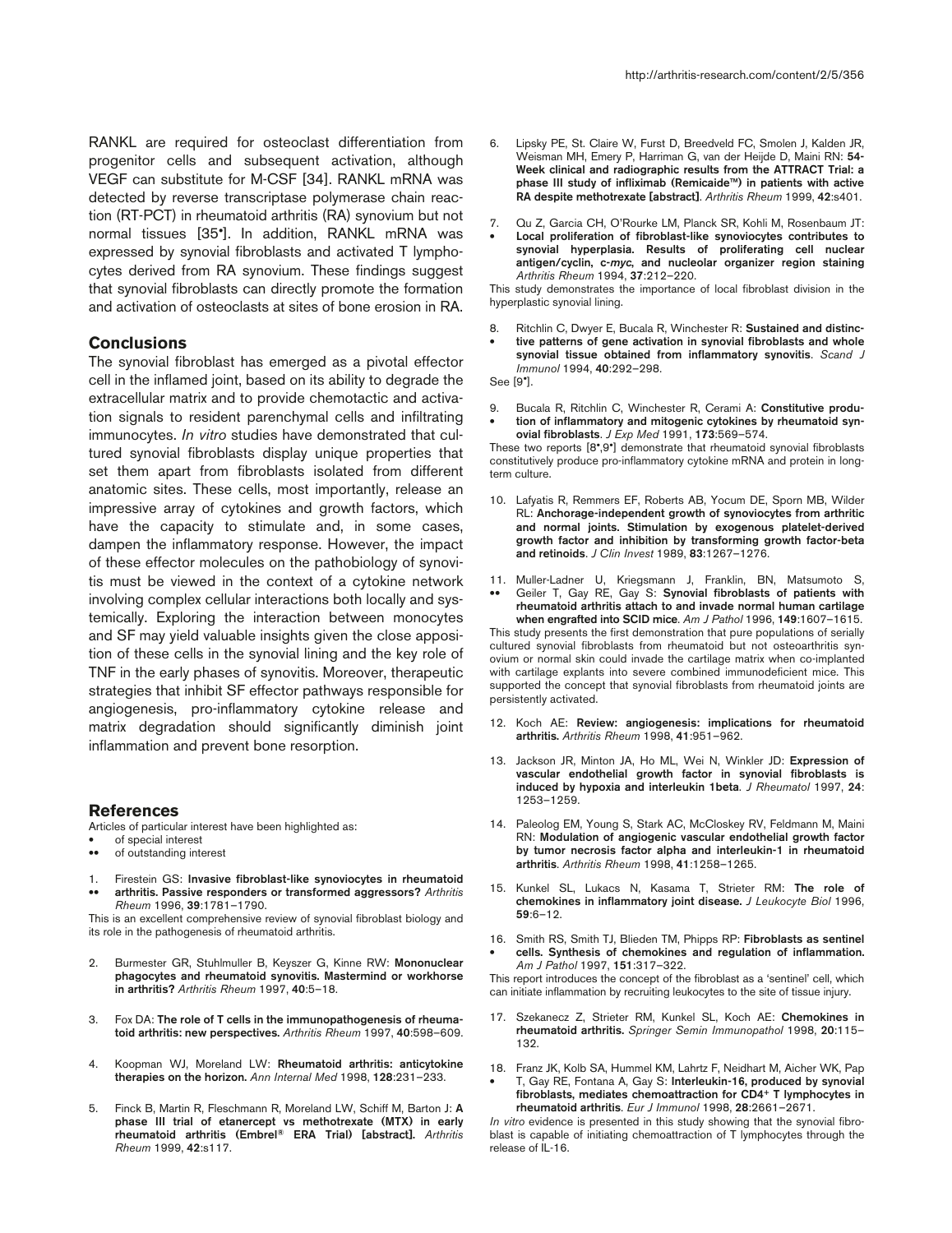RANKL are required for osteoclast differentiation from progenitor cells and subsequent activation, although VEGF can substitute for M-CSF [34]. RANKL mRNA was detected by reverse transcriptase polymerase chain reaction (RT-PCT) in rheumatoid arthritis (RA) synovium but not normal tissues [35•]. In addition, RANKL mRNA was expressed by synovial fibroblasts and activated T lymphocytes derived from RA synovium. These findings suggest that synovial fibroblasts can directly promote the formation and activation of osteoclasts at sites of bone erosion in RA.

## Conclusions

The synovial fibroblast has emerged as a pivotal effector cell in the inflamed joint, based on its ability to degrade the extracellular matrix and to provide chemotactic and activation signals to resident parenchymal cells and infiltrating immunocytes. *In vitro* studies have demonstrated that cultured synovial fibroblasts display unique properties that set them apart from fibroblasts isolated from different anatomic sites. These cells, most importantly, release an impressive array of cytokines and growth factors, which have the capacity to stimulate and, in some cases, dampen the inflammatory response. However, the impact of these effector molecules on the pathobiology of synovitis must be viewed in the context of a cytokine network involving complex cellular interactions both locally and systemically. Exploring the interaction between monocytes and SF may yield valuable insights given the close apposition of these cells in the synovial lining and the key role of TNF in the early phases of synovitis. Moreover, therapeutic strategies that inhibit SF effector pathways responsible for angiogenesis, pro-inflammatory cytokine release and matrix degradation should significantly diminish joint inflammation and prevent bone resorption.

## References

Articles of particular interest have been highlighted as:
- • of special interest
- •• of outstanding interest

1. Firestein GS: **Invasive fibroblast-like synoviocytes in rheumatoid arthritis. Passive responders or transformed aggressors?** *Arthritis Rheum* 1996, **39**:1781–1790. ••

This is an excellent comprehensive review of synovial fibroblast biology and its role in the pathogenesis of rheumatoid arthritis.

2. Burmester GR, Stuhlmuller B, Keyszer G, Kinne RW: **Mononuclear phagocytes and rheumatoid synovitis. Mastermind or workhorse in arthritis?** *Arthritis Rheum* 1997, **40**:5–18.
3. Fox DA: **The role of T cells in the immunopathogenesis of rheumatoid arthritis: new perspectives.** *Arthritis Rheum* 1997, **40**:598–609.
4. Koopman WJ, Moreland LW: **Rheumatoid arthritis: anticytokine therapies on the horizon.** *Ann Internal Med* 1998, **128**:231–233.
5. Finck B, Martin R, Fleschmann R, Moreland LW, Schiff M, Barton J: **A phase III trial of etanercept vs methotrexate (MTX) in early rheumatoid arthritis (Embrel® ERA Trial) [abstract].** *Arthritis Rheum* 1999, **42**:s117.
6. Lipsky PE, St. Claire W, Furst D, Breedveld FC, Smolen J, Kalden JR, Weisman MH, Emery P, Harriman G, van der Heijde D, Maini RN: **54-Week clinical and radiographic results from the ATTRACT Trial: a phase III study of infliximab (Remicaide™) in patients with active RA despite methotrexate [abstract].** *Arthritis Rheum* 1999, **42**:s401.
7. Qu Z, Garcia CH, O'Rourke LM, Planck SR, Kohli M, Rosenbaum JT: **Local proliferation of fibroblast-like synoviocytes contributes to synovial hyperplasia. Results of proliferating cell nuclear antigen/cyclin, c-*myc*, and nucleolar organizer region staining** *Arthritis Rheum* 1994, **37**:212–220. •

This study demonstrates the importance of local fibroblast division in the hyperplastic synovial lining.

8. Ritchlin C, Dwyer E, Bucala R, Winchester R: **Sustained and distinctive patterns of gene activation in synovial fibroblasts and whole synovial tissue obtained from inflammatory synovitis**. *Scand J Immunol* 1994, **40**:292–298. •

See [9•].

9. Bucala R, Ritchlin C, Winchester R, Cerami A: **Constitutive production of inflammatory and mitogenic cytokines by rheumatoid synovial fibroblasts**. *J Exp Med* 1991, **173**:569–574. •

These two reports [8•,9•] demonstrate that rheumatoid synovial fibroblasts constitutively produce pro-inflammatory cytokine mRNA and protein in long-term culture.

10. Lafyatis R, Remmers EF, Roberts AB, Yocum DE, Sporn MB, Wilder RL: **Anchorage-independent growth of synoviocytes from arthritic and normal joints. Stimulation by exogenous platelet-derived growth factor and inhibition by transforming growth factor-beta and retinoids**. *J Clin Invest* 1989, **83**:1267–1276.
11. Muller-Ladner U, Kriegsmann J, Franklin, BN, Matsumoto S, Geiler T, Gay RE, Gay S: **Synovial fibroblasts of patients with rheumatoid arthritis attach to and invade normal human cartilage when engrafted into SCID mice**. *Am J Pathol* 1996, **149**:1607–1615. ••

This study presents the first demonstration that pure populations of serially cultured synovial fibroblasts from rheumatoid but not osteoarthritis synovium or normal skin could invade the cartilage matrix when co-implanted with cartilage explants into severe combined immunodeficient mice. This supported the concept that synovial fibroblasts from rheumatoid joints are persistently activated.

12. Koch AE: **Review: angiogenesis: implications for rheumatoid arthritis.** *Arthritis Rheum* 1998, **41**:951–962.
13. Jackson JR, Minton JA, Ho ML, Wei N, Winkler JD: **Expression of vascular endothelial growth factor in synovial fibroblasts is induced by hypoxia and interleukin 1beta**. *J Rheumatol* 1997, **24**: 1253–1259.
14. Paleolog EM, Young S, Stark AC, McCloskey RV, Feldmann M, Maini RN: **Modulation of angiogenic vascular endothelial growth factor by tumor necrosis factor alpha and interleukin-1 in rheumatoid arthritis**. *Arthritis Rheum* 1998, **41**:1258–1265.
15. Kunkel SL, Lukacs N, Kasama T, Strieter RM: **The role of chemokines in inflammatory joint disease.** *J Leukocyte Biol* 1996, **59**:6–12.
16. Smith RS, Smith TJ, Blieden TM, Phipps RP: **Fibroblasts as sentinel cells. Synthesis of chemokines and regulation of inflammation.** *Am J Pathol* 1997, **151**:317–322. •

This report introduces the concept of the fibroblast as a 'sentinel' cell, which can initiate inflammation by recruiting leukocytes to the site of tissue injury.

17. Szekanecz Z, Strieter RM, Kunkel SL, Koch AE: **Chemokines in rheumatoid arthritis.** *Springer Semin Immunopathol* 1998, **20**:115–132.
18. Franz JK, Kolb SA, Hummel KM, Lahrtz F, Neidhart M, Aicher WK, Pap T, Gay RE, Fontana A, Gay S: **Interleukin-16, produced by synovial fibroblasts, mediates chemoattraction for CD4+ T lymphocytes in rheumatoid arthritis**. *Eur J Immunol* 1998, **28**:2661–2671. •

*In vitro* evidence is presented in this study showing that the synovial fibroblast is capable of initiating chemoattraction of T lymphocytes through the release of IL-16.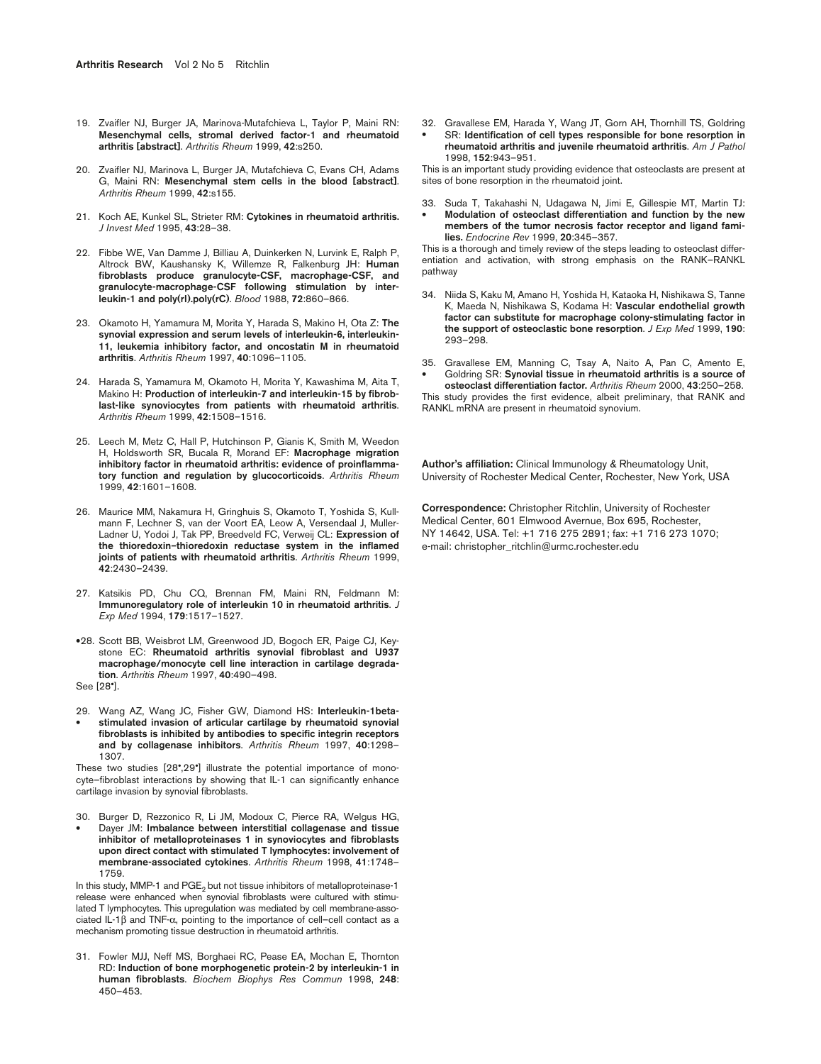19. Zvaifler NJ, Burger JA, Marinova-Mutafchieva L, Taylor P, Maini RN: **Mesenchymal cells, stromal derived factor-1 and rheumatoid arthritis [abstract]**. *Arthritis Rheum* 1999, **42**:s250.

20. Zvaifler NJ, Marinova L, Burger JA, Mutafchieva C, Evans CH, Adams G, Maini RN: **Mesenchymal stem cells in the blood [abstract]**. *Arthritis Rheum* 1999, **42**:s155.

21. Koch AE, Kunkel SL, Strieter RM: **Cytokines in rheumatoid arthritis.** *J Invest Med* 1995, **43**:28–38.

22. Fibbe WE, Van Damme J, Billiau A, Duinkerken N, Lurvink E, Ralph P, Altrock BW, Kaushansky K, Willemze R, Falkenburg JH: **Human fibroblasts produce granulocyte-CSF, macrophage-CSF, and granulocyte-macrophage-CSF following stimulation by interleukin-1 and poly(rI).poly(rC)**. *Blood* 1988, **72**:860–866.

23. Okamoto H, Yamamura M, Morita Y, Harada S, Makino H, Ota Z: **The synovial expression and serum levels of interleukin-6, interleukin-11, leukemia inhibitory factor, and oncostatin M in rheumatoid arthritis**. *Arthritis Rheum* 1997, **40**:1096–1105.

24. Harada S, Yamamura M, Okamoto H, Morita Y, Kawashima M, Aita T, Makino H: **Production of interleukin-7 and interleukin-15 by fibroblast-like synoviocytes from patients with rheumatoid arthritis**. *Arthritis Rheum* 1999, **42**:1508–1516.

25. Leech M, Metz C, Hall P, Hutchinson P, Gianis K, Smith M, Weedon H, Holdsworth SR, Bucala R, Morand EF: **Macrophage migration inhibitory factor in rheumatoid arthritis: evidence of proinflammatory function and regulation by glucocorticoids**. *Arthritis Rheum* 1999, **42**:1601–1608.

26. Maurice MM, Nakamura H, Gringhuis S, Okamoto T, Yoshida S, Kullmann F, Lechner S, van der Voort EA, Leow A, Versendaal J, Muller-Ladner U, Yodoi J, Tak PP, Breedveld FC, Verweij CL: **Expression of the thioredoxin–thioredoxin reductase system in the inflamed joints of patients with rheumatoid arthritis**. *Arthritis Rheum* 1999, **42**:2430–2439.

27. Katsikis PD, Chu CQ, Brennan FM, Maini RN, Feldmann M: **Immunoregulatory role of interleukin 10 in rheumatoid arthritis**. *J Exp Med* 1994, **179**:1517–1527.

•28. Scott BB, Weisbrot LM, Greenwood JD, Bogoch ER, Paige CJ, Keystone EC: **Rheumatoid arthritis synovial fibroblast and U937 macrophage/monocyte cell line interaction in cartilage degradation**. *Arthritis Rheum* 1997, **40**:490–498.

See [28•].

29. Wang AZ, Wang JC, Fisher GW, Diamond HS: **Interleukin-1beta-**
• **stimulated invasion of articular cartilage by rheumatoid synovial fibroblasts is inhibited by antibodies to specific integrin receptors and by collagenase inhibitors**. *Arthritis Rheum* 1997, **40**:1298–1307.

These two studies [28•,29•] illustrate the potential importance of monocyte–fibroblast interactions by showing that IL-1 can significantly enhance cartilage invasion by synovial fibroblasts.

30. Burger D, Rezzonico R, Li JM, Modoux C, Pierce RA, Welgus HG,
• Dayer JM: **Imbalance between interstitial collagenase and tissue inhibitor of metalloproteinases 1 in synoviocytes and fibroblasts upon direct contact with stimulated T lymphocytes: involvement of membrane-associated cytokines**. *Arthritis Rheum* 1998, **41**:1748–1759.

In this study, MMP-1 and $PGE_2$ but not tissue inhibitors of metalloproteinase-1 release were enhanced when synovial fibroblasts were cultured with stimulated T lymphocytes. This upregulation was mediated by cell membrane-associated IL-1$\beta$ and TNF-$\alpha$, pointing to the importance of cell–cell contact as a mechanism promoting tissue destruction in rheumatoid arthritis.

31. Fowler MJJ, Neff MS, Borghaei RC, Pease EA, Mochan E, Thornton RD: **Induction of bone morphogenetic protein-2 by interleukin-1 in human fibroblasts**. *Biochem Biophys Res Commun* 1998, **248**: 450–453.

32. Gravallese EM, Harada Y, Wang JT, Gorn AH, Thornhill TS, Goldring
• SR: **Identification of cell types responsible for bone resorption in rheumatoid arthritis and juvenile rheumatoid arthritis**. *Am J Pathol* 1998, **152**:943–951.

This is an important study providing evidence that osteoclasts are present at sites of bone resorption in the rheumatoid joint.

33. Suda T, Takahashi N, Udagawa N, Jimi E, Gillespie MT, Martin TJ:
• **Modulation of osteoclast differentiation and function by the new members of the tumor necrosis factor receptor and ligand families.** *Endocrine Rev* 1999, **20**:345–357.

This is a thorough and timely review of the steps leading to osteoclast differentiation and activation, with strong emphasis on the RANK–RANKL pathway

34. Niida S, Kaku M, Amano H, Yoshida H, Kataoka H, Nishikawa S, Tanne K, Maeda N, Nishikawa S, Kodama H: **Vascular endothelial growth factor can substitute for macrophage colony-stimulating factor in the support of osteoclastic bone resorption**. *J Exp Med* 1999, **190**: 293–298.

35. Gravallese EM, Manning C, Tsay A, Naito A, Pan C, Amento E,
• Goldring SR: **Synovial tissue in rheumatoid arthritis is a source of osteoclast differentiation factor.** *Arthritis Rheum* 2000, **43**:250–258.

This study provides the first evidence, albeit preliminary, that RANK and RANKL mRNA are present in rheumatoid synovium.

**Author's affiliation:** Clinical Immunology & Rheumatology Unit, University of Rochester Medical Center, Rochester, New York, USA

**Correspondence:** Christopher Ritchlin, University of Rochester Medical Center, 601 Elmwood Avernue, Box 695, Rochester, NY 14642, USA. Tel: +1 716 275 2891; fax: +1 716 273 1070; e-mail: christopher_ritchlin@urmc.rochester.edu